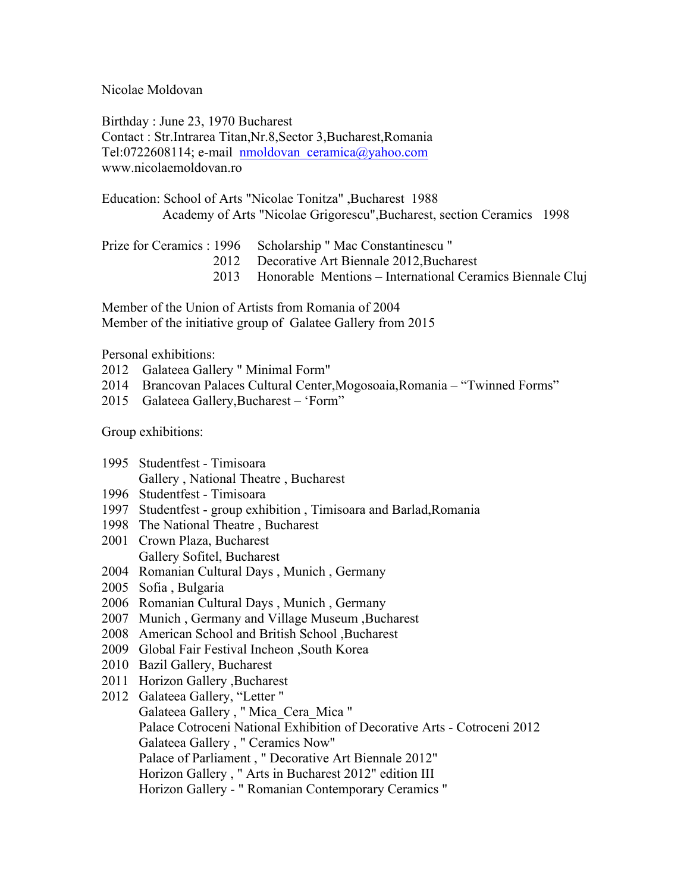Nicolae Moldovan

Birthday : June 23, 1970 Bucharest
Contact : Str.Intrarea Titan,Nr.8,Sector 3,Bucharest,Romania
Tel:0722608114; e-mail nmoldovan_ceramica@yahoo.com
www.nicolaemoldovan.ro

Education: School of Arts "Nicolae Tonitza" ,Bucharest 1988
Academy of Arts "Nicolae Grigorescu",Bucharest, section Ceramics 1998

Prize for Ceramics : 1996 Scholarship " Mac Constantinescu "
2012 Decorative Art Biennale 2012,Bucharest
2013 Honorable Mentions – International Ceramics Biennale Cluj

Member of the Union of Artists from Romania of 2004
Member of the initiative group of Galatee Gallery from 2015

Personal exhibitions:

- 2012 Galateea Gallery " Minimal Form"
- 2014 Brancovan Palaces Cultural Center,Mogosoaia,Romania – "Twinned Forms"
- 2015 Galateea Gallery,Bucharest – 'Form"

Group exhibitions:

- 1995 Studentfest - Timisoara
  Gallery , National Theatre , Bucharest
- 1996 Studentfest - Timisoara
- 1997 Studentfest - group exhibition , Timisoara and Barlad,Romania
- 1998 The National Theatre , Bucharest
- 2001 Crown Plaza, Bucharest
  Gallery Sofitel, Bucharest
- 2004 Romanian Cultural Days , Munich , Germany
- 2005 Sofia , Bulgaria
- 2006 Romanian Cultural Days , Munich , Germany
- 2007 Munich , Germany and Village Museum ,Bucharest
- 2008 American School and British School ,Bucharest
- 2009 Global Fair Festival Incheon ,South Korea
- 2010 Bazil Gallery, Bucharest
- 2011 Horizon Gallery ,Bucharest
- 2012 Galateea Gallery, "Letter "
  Galateea Gallery , " Mica_Cera_Mica "
  Palace Cotroceni National Exhibition of Decorative Arts - Cotroceni 2012
  Galateea Gallery , " Ceramics Now"
  Palace of Parliament , " Decorative Art Biennale 2012"
  Horizon Gallery , " Arts in Bucharest 2012" edition III
  Horizon Gallery - " Romanian Contemporary Ceramics "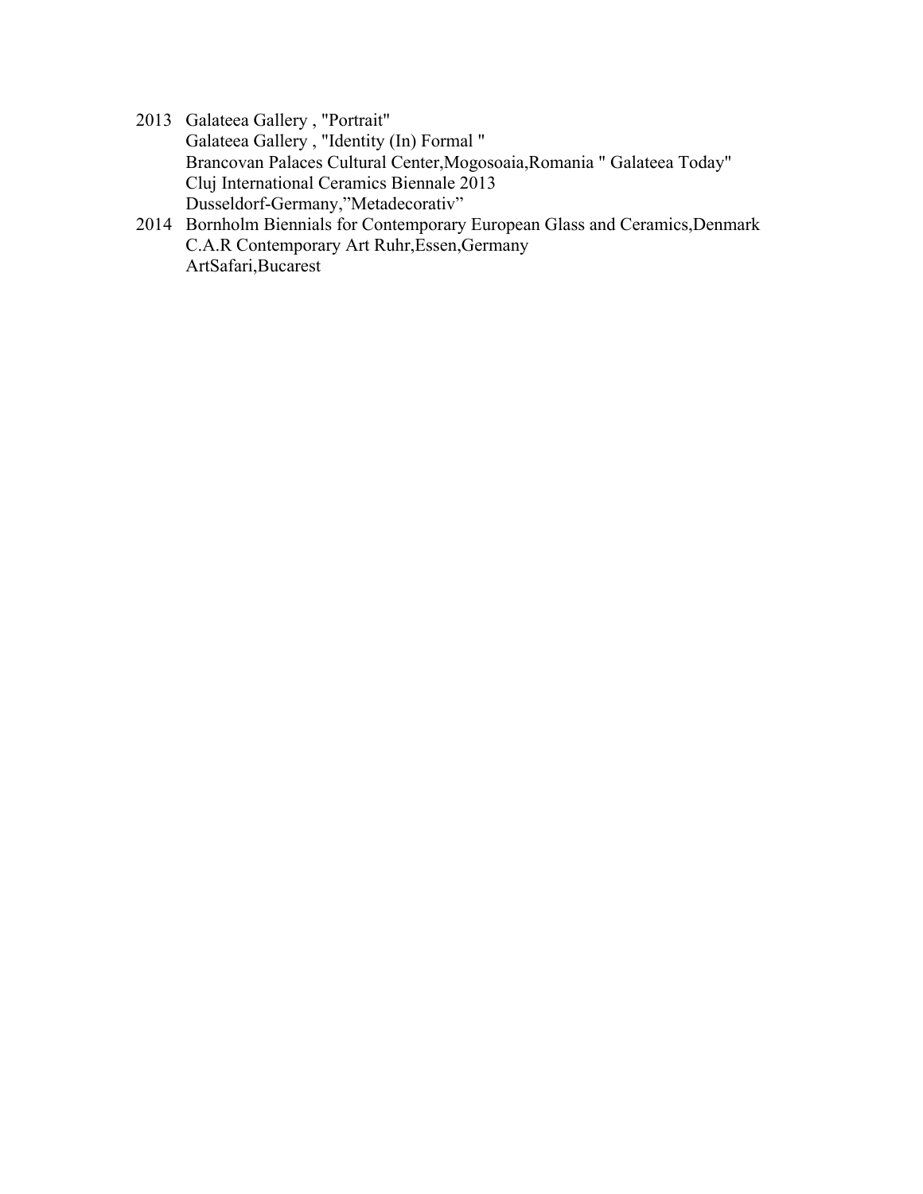2013 Galateea Gallery , "Portrait"
Galateea Gallery , "Identity (In) Formal "
Brancovan Palaces Cultural Center,Mogosoaia,Romania " Galateea Today"
Cluj International Ceramics Biennale 2013
Dusseldorf-Germany,”Metadecorativ”

2014 Bornholm Biennials for Contemporary European Glass and Ceramics,Denmark
C.A.R Contemporary Art Ruhr,Essen,Germany
ArtSafari,Bucarest